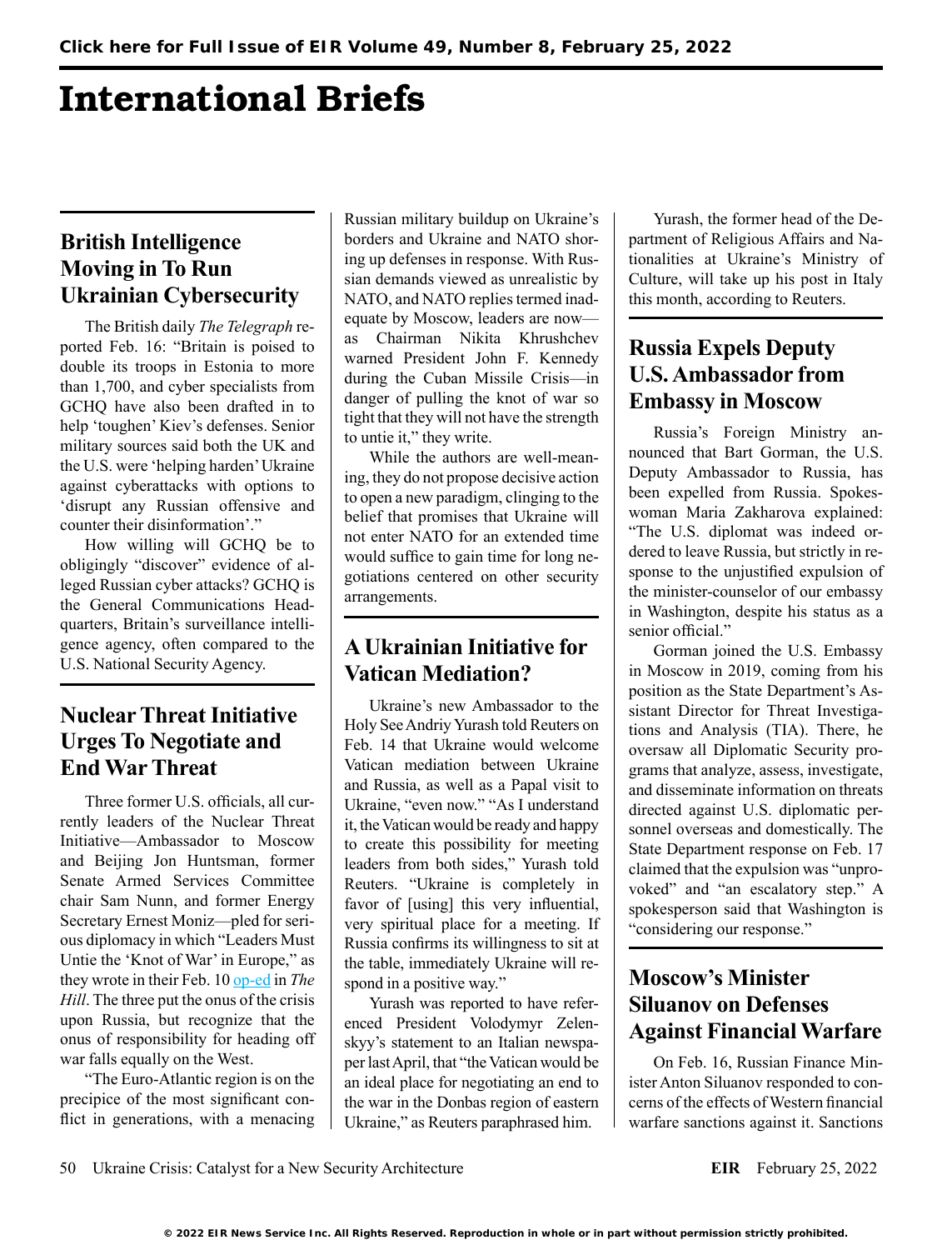# International Briefs

## British Intelligence Moving in To Run Ukrainian Cybersecurity

The British daily *The Telegraph* reported Feb. 16: "Britain is poised to double its troops in Estonia to more than 1,700, and cyber specialists from GCHQ have also been drafted in to help 'toughen' Kiev's defenses. Senior military sources said both the UK and the U.S. were 'helping harden' Ukraine against cyberattacks with options to 'disrupt any Russian offensive and counter their disinformation'."

How willing will GCHQ be to obligingly "discover" evidence of alleged Russian cyber attacks? GCHQ is the General Communications Headquarters, Britain's surveillance intelligence agency, often compared to the U.S. National Security Agency.

## Nuclear Threat Initiative Urges To Negotiate and End War Threat

Three former U.S. officials, all currently leaders of the Nuclear Threat Initiative—Ambassador to Moscow and Beijing Jon Huntsman, former Senate Armed Services Committee chair Sam Nunn, and former Energy Secretary Ernest Moniz—pled for serious diplomacy in which "Leaders Must Untie the 'Knot of War' in Europe," as they wrote in their Feb. 10 op-ed in *The Hill*. The three put the onus of the crisis upon Russia, but recognize that the onus of responsibility for heading off war falls equally on the West.

"The Euro-Atlantic region is on the precipice of the most significant conflict in generations, with a menacing Russian military buildup on Ukraine's borders and Ukraine and NATO shoring up defenses in response. With Russian demands viewed as unrealistic by NATO, and NATO replies termed inadequate by Moscow, leaders are now—as Chairman Nikita Khrushchev warned President John F. Kennedy during the Cuban Missile Crisis—in danger of pulling the knot of war so tight that they will not have the strength to untie it," they write.

While the authors are well-meaning, they do not propose decisive action to open a new paradigm, clinging to the belief that promises that Ukraine will not enter NATO for an extended time would suffice to gain time for long negotiations centered on other security arrangements.

## A Ukrainian Initiative for Vatican Mediation?

Ukraine's new Ambassador to the Holy See Andriy Yurash told Reuters on Feb. 14 that Ukraine would welcome Vatican mediation between Ukraine and Russia, as well as a Papal visit to Ukraine, "even now." "As I understand it, the Vatican would be ready and happy to create this possibility for meeting leaders from both sides," Yurash told Reuters. "Ukraine is completely in favor of [using] this very influential, very spiritual place for a meeting. If Russia confirms its willingness to sit at the table, immediately Ukraine will respond in a positive way."

Yurash was reported to have referenced President Volodymyr Zelenskyy's statement to an Italian newspaper last April, that "the Vatican would be an ideal place for negotiating an end to the war in the Donbas region of eastern Ukraine," as Reuters paraphrased him.

Yurash, the former head of the Department of Religious Affairs and Nationalities at Ukraine's Ministry of Culture, will take up his post in Italy this month, according to Reuters.

## Russia Expels Deputy U.S. Ambassador from Embassy in Moscow

Russia's Foreign Ministry announced that Bart Gorman, the U.S. Deputy Ambassador to Russia, has been expelled from Russia. Spokeswoman Maria Zakharova explained: "The U.S. diplomat was indeed ordered to leave Russia, but strictly in response to the unjustified expulsion of the minister-counselor of our embassy in Washington, despite his status as a senior official."

Gorman joined the U.S. Embassy in Moscow in 2019, coming from his position as the State Department's Assistant Director for Threat Investigations and Analysis (TIA). There, he oversaw all Diplomatic Security programs that analyze, assess, investigate, and disseminate information on threats directed against U.S. diplomatic personnel overseas and domestically. The State Department response on Feb. 17 claimed that the expulsion was "unprovoked" and "an escalatory step." A spokesperson said that Washington is "considering our response."

## Moscow's Minister Siluanov on Defenses Against Financial Warfare

On Feb. 16, Russian Finance Minister Anton Siluanov responded to concerns of the effects of Western financial warfare sanctions against it. Sanctions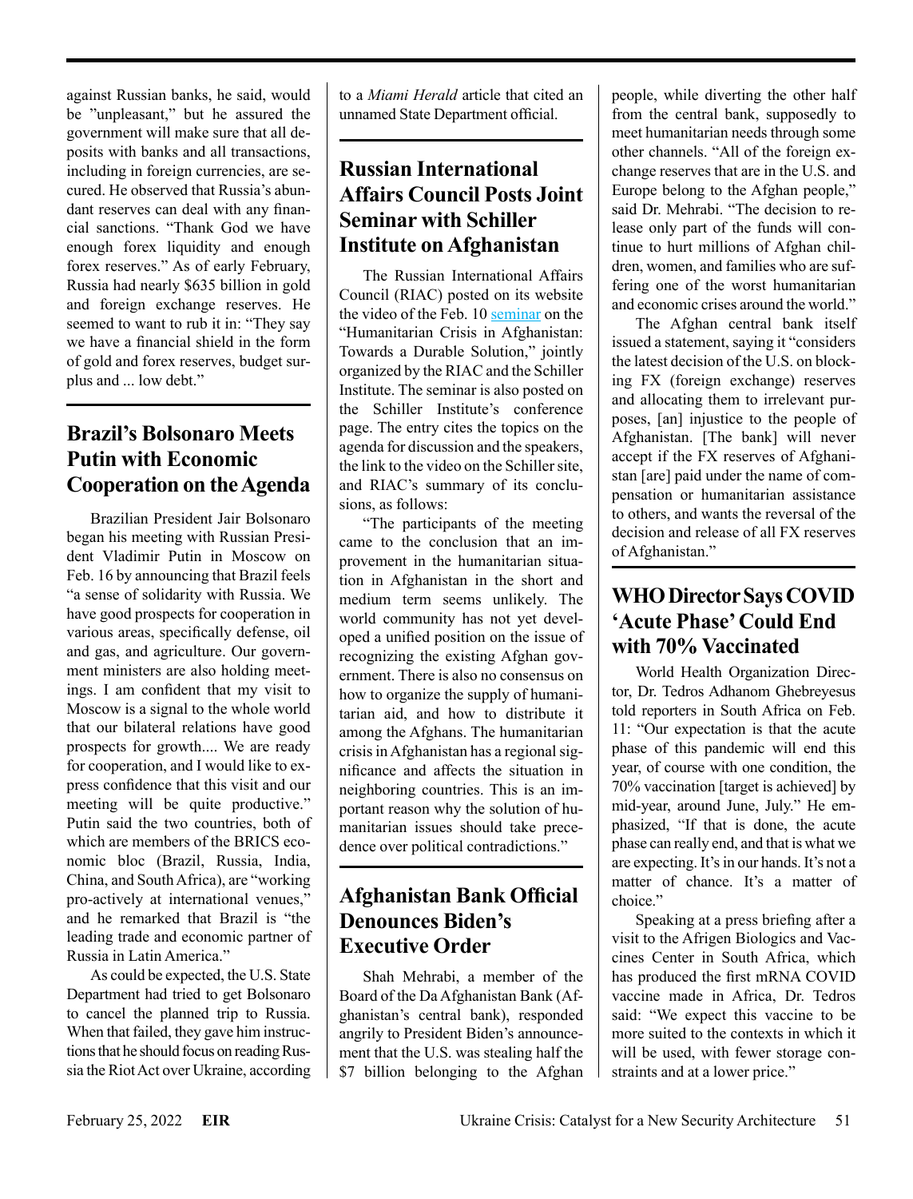against Russian banks, he said, would be "unpleasant," but he assured the government will make sure that all deposits with banks and all transactions, including in foreign currencies, are secured. He observed that Russia's abundant reserves can deal with any financial sanctions. "Thank God we have enough forex liquidity and enough forex reserves." As of early February, Russia had nearly $635 billion in gold and foreign exchange reserves. He seemed to want to rub it in: "They say we have a financial shield in the form of gold and forex reserves, budget surplus and ... low debt."

## Brazil's Bolsonaro Meets Putin with Economic Cooperation on the Agenda

Brazilian President Jair Bolsonaro began his meeting with Russian President Vladimir Putin in Moscow on Feb. 16 by announcing that Brazil feels "a sense of solidarity with Russia. We have good prospects for cooperation in various areas, specifically defense, oil and gas, and agriculture. Our government ministers are also holding meetings. I am confident that my visit to Moscow is a signal to the whole world that our bilateral relations have good prospects for growth.... We are ready for cooperation, and I would like to express confidence that this visit and our meeting will be quite productive." Putin said the two countries, both of which are members of the BRICS economic bloc (Brazil, Russia, India, China, and South Africa), are "working pro-actively at international venues," and he remarked that Brazil is "the leading trade and economic partner of Russia in Latin America."

As could be expected, the U.S. State Department had tried to get Bolsonaro to cancel the planned trip to Russia. When that failed, they gave him instructions that he should focus on reading Russia the Riot Act over Ukraine, according to a *Miami Herald* article that cited an unnamed State Department official.

## Russian International Affairs Council Posts Joint Seminar with Schiller Institute on Afghanistan

The Russian International Affairs Council (RIAC) posted on its website the video of the Feb. 10 seminar on the "Humanitarian Crisis in Afghanistan: Towards a Durable Solution," jointly organized by the RIAC and the Schiller Institute. The seminar is also posted on the Schiller Institute's conference page. The entry cites the topics on the agenda for discussion and the speakers, the link to the video on the Schiller site, and RIAC's summary of its conclusions, as follows:

"The participants of the meeting came to the conclusion that an improvement in the humanitarian situation in Afghanistan in the short and medium term seems unlikely. The world community has not yet developed a unified position on the issue of recognizing the existing Afghan government. There is also no consensus on how to organize the supply of humanitarian aid, and how to distribute it among the Afghans. The humanitarian crisis in Afghanistan has a regional significance and affects the situation in neighboring countries. This is an important reason why the solution of humanitarian issues should take precedence over political contradictions."

## Afghanistan Bank Official Denounces Biden's Executive Order

Shah Mehrabi, a member of the Board of the Da Afghanistan Bank (Afghanistan's central bank), responded angrily to President Biden's announcement that the U.S. was stealing half the $7 billion belonging to the Afghan people, while diverting the other half from the central bank, supposedly to meet humanitarian needs through some other channels. "All of the foreign exchange reserves that are in the U.S. and Europe belong to the Afghan people," said Dr. Mehrabi. "The decision to release only part of the funds will continue to hurt millions of Afghan children, women, and families who are suffering one of the worst humanitarian and economic crises around the world."

The Afghan central bank itself issued a statement, saying it "considers the latest decision of the U.S. on blocking FX (foreign exchange) reserves and allocating them to irrelevant purposes, [an] injustice to the people of Afghanistan. [The bank] will never accept if the FX reserves of Afghanistan [are] paid under the name of compensation or humanitarian assistance to others, and wants the reversal of the decision and release of all FX reserves of Afghanistan."

## WHO Director Says COVID 'Acute Phase' Could End with 70% Vaccinated

World Health Organization Director, Dr. Tedros Adhanom Ghebreyesus told reporters in South Africa on Feb. 11: "Our expectation is that the acute phase of this pandemic will end this year, of course with one condition, the 70% vaccination [target is achieved] by mid-year, around June, July." He emphasized, "If that is done, the acute phase can really end, and that is what we are expecting. It's in our hands. It's not a matter of chance. It's a matter of choice."

Speaking at a press briefing after a visit to the Afrigen Biologics and Vaccines Center in South Africa, which has produced the first mRNA COVID vaccine made in Africa, Dr. Tedros said: "We expect this vaccine to be more suited to the contexts in which it will be used, with fewer storage constraints and at a lower price."